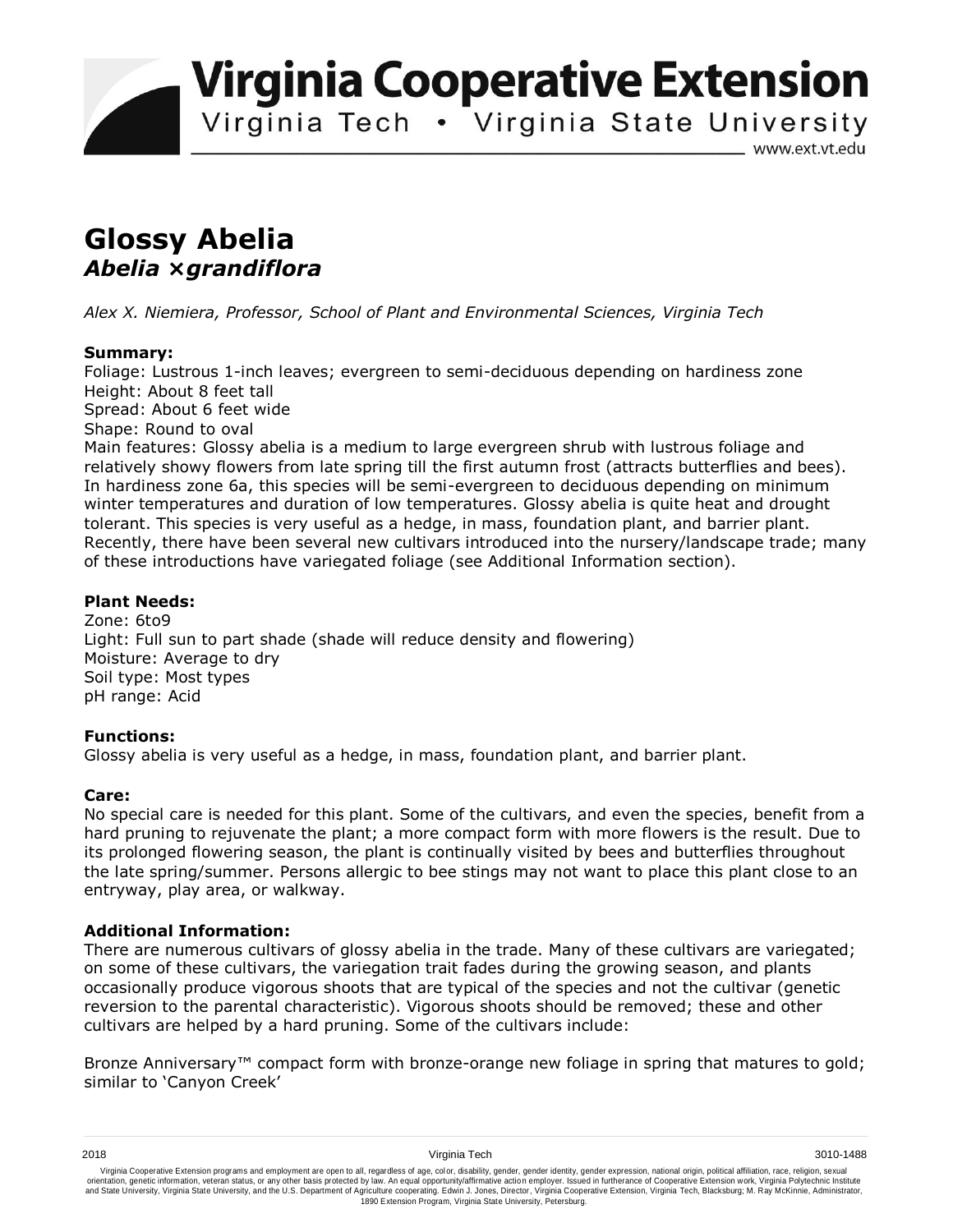**Virginia Cooperative Extension**
Virginia Tech • Virginia State University
www.ext.vt.edu

# Glossy Abelia
## *Abelia ×grandiflora*

*Alex X. Niemiera, Professor, School of Plant and Environmental Sciences, Virginia Tech*

**Summary:**
Foliage: Lustrous 1-inch leaves; evergreen to semi-deciduous depending on hardiness zone
Height: About 8 feet tall
Spread: About 6 feet wide
Shape: Round to oval
Main features: Glossy abelia is a medium to large evergreen shrub with lustrous foliage and relatively showy flowers from late spring till the first autumn frost (attracts butterflies and bees). In hardiness zone 6a, this species will be semi-evergreen to deciduous depending on minimum winter temperatures and duration of low temperatures. Glossy abelia is quite heat and drought tolerant. This species is very useful as a hedge, in mass, foundation plant, and barrier plant. Recently, there have been several new cultivars introduced into the nursery/landscape trade; many of these introductions have variegated foliage (see Additional Information section).

**Plant Needs:**
Zone: 6to9
Light: Full sun to part shade (shade will reduce density and flowering)
Moisture: Average to dry
Soil type: Most types
pH range: Acid

**Functions:**
Glossy abelia is very useful as a hedge, in mass, foundation plant, and barrier plant.

**Care:**
No special care is needed for this plant. Some of the cultivars, and even the species, benefit from a hard pruning to rejuvenate the plant; a more compact form with more flowers is the result. Due to its prolonged flowering season, the plant is continually visited by bees and butterflies throughout the late spring/summer. Persons allergic to bee stings may not want to place this plant close to an entryway, play area, or walkway.

**Additional Information:**
There are numerous cultivars of glossy abelia in the trade. Many of these cultivars are variegated; on some of these cultivars, the variegation trait fades during the growing season, and plants occasionally produce vigorous shoots that are typical of the species and not the cultivar (genetic reversion to the parental characteristic). Vigorous shoots should be removed; these and other cultivars are helped by a hard pruning. Some of the cultivars include:

Bronze Anniversary™ compact form with bronze-orange new foliage in spring that matures to gold; similar to 'Canyon Creek'

2018 Virginia Tech 3010-1488

Virginia Cooperative Extension programs and employment are open to all, regardless of age, color, disability, gender, gender identity, gender expression, national origin, political affiliation, race, religion, sexual orientation, genetic information, veteran status, or any other basis protected by law. An equal opportunity/affirmative action employer. Issued in furtherance of Cooperative Extension work, Virginia Polytechnic Institute and State University, Virginia State University, and the U.S. Department of Agriculture cooperating. Edwin J. Jones, Director, Virginia Cooperative Extension, Virginia Tech, Blacksburg; M. Ray McKinnie, Administrator, 1890 Extension Program, Virginia State University, Petersburg.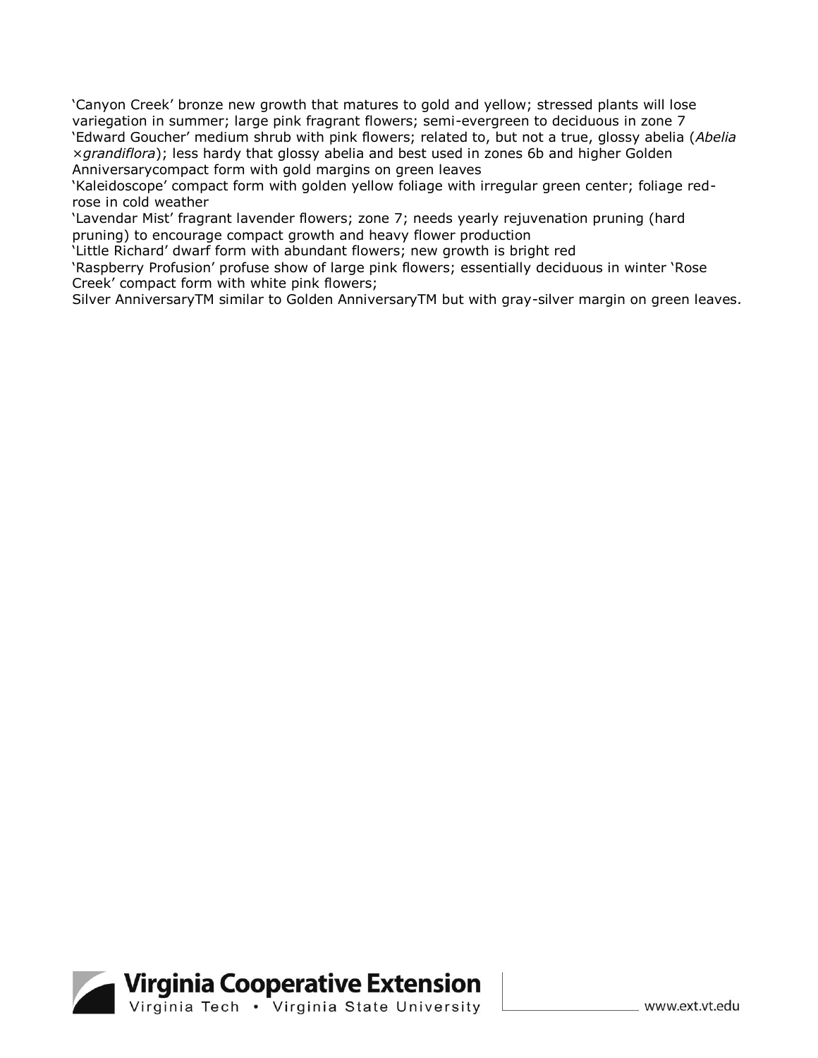'Canyon Creek' bronze new growth that matures to gold and yellow; stressed plants will lose variegation in summer; large pink fragrant flowers; semi-evergreen to deciduous in zone 7
'Edward Goucher' medium shrub with pink flowers; related to, but not a true, glossy abelia (*Abelia ×grandiflora*); less hardy that glossy abelia and best used in zones 6b and higher Golden Anniversarycompact form with gold margins on green leaves
'Kaleidoscope' compact form with golden yellow foliage with irregular green center; foliage red-rose in cold weather
'Lavendar Mist' fragrant lavender flowers; zone 7; needs yearly rejuvenation pruning (hard pruning) to encourage compact growth and heavy flower production
'Little Richard' dwarf form with abundant flowers; new growth is bright red
'Raspberry Profusion' profuse show of large pink flowers; essentially deciduous in winter 'Rose Creek' compact form with white pink flowers;
Silver AnniversaryTM similar to Golden AnniversaryTM but with gray-silver margin on green leaves.